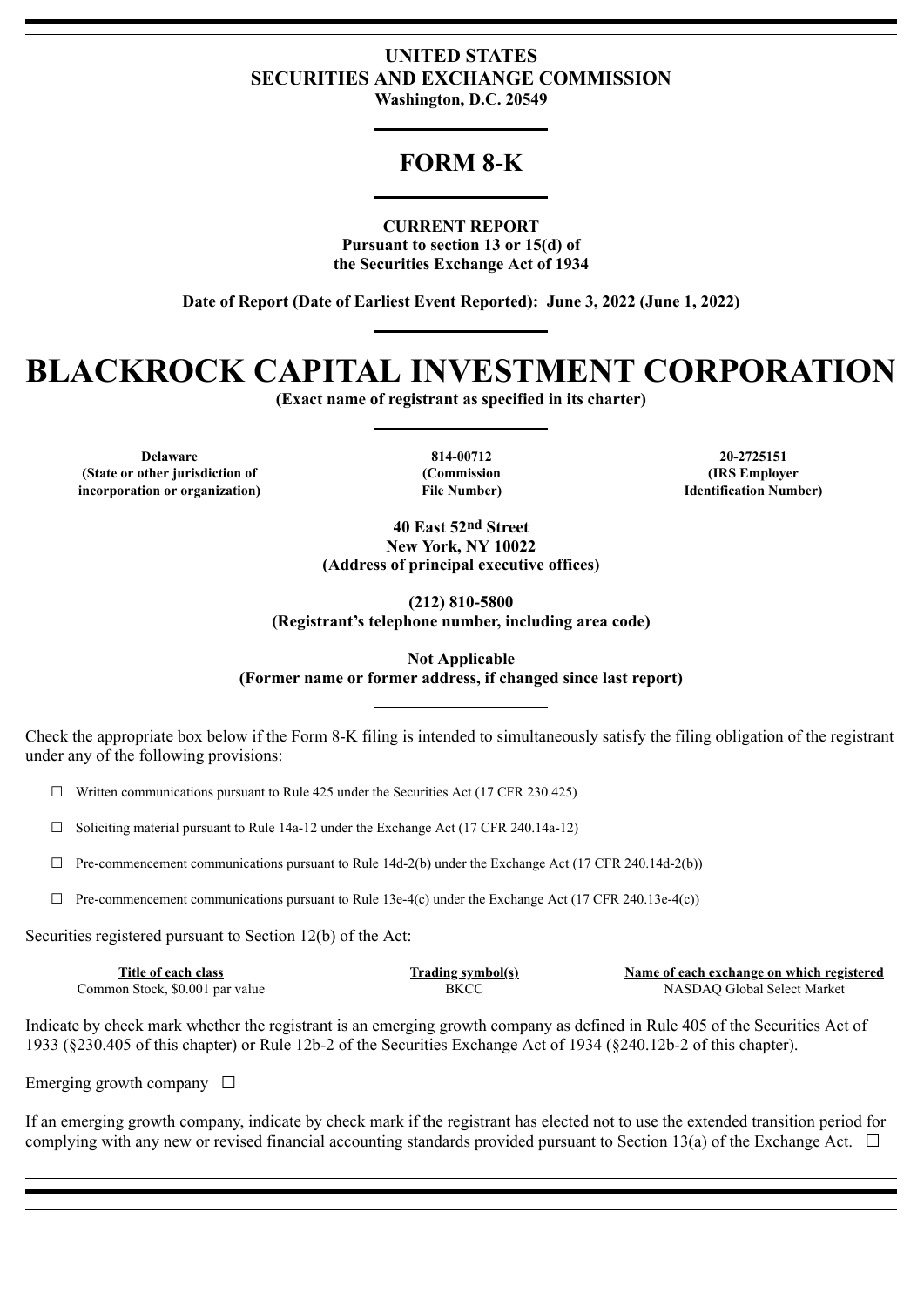**UNITED STATES**
**SECURITIES AND EXCHANGE COMMISSION**
**Washington, D.C. 20549**

# FORM 8-K

**CURRENT REPORT**
**Pursuant to section 13 or 15(d) of**
**the Securities Exchange Act of 1934**

**Date of Report (Date of Earliest Event Reported): June 3, 2022 (June 1, 2022)**

# BLACKROCK CAPITAL INVESTMENT CORPORATION

**(Exact name of registrant as specified in its charter)**

| **Delaware** | **814-00712** | **20-2725151** |
|---|---|---|
| **(State or other jurisdiction of incorporation or organization)** | **(Commission File Number)** | **(IRS Employer Identification Number)** |

**40 East 52nd Street**
**New York, NY 10022**
**(Address of principal executive offices)**

**(212) 810-5800**
**(Registrant's telephone number, including area code)**

**Not Applicable**
**(Former name or former address, if changed since last report)**

Check the appropriate box below if the Form 8-K filing is intended to simultaneously satisfy the filing obligation of the registrant under any of the following provisions:

☐ Written communications pursuant to Rule 425 under the Securities Act (17 CFR 230.425)

☐ Soliciting material pursuant to Rule 14a-12 under the Exchange Act (17 CFR 240.14a-12)

☐ Pre-commencement communications pursuant to Rule 14d-2(b) under the Exchange Act (17 CFR 240.14d-2(b))

☐ Pre-commencement communications pursuant to Rule 13e-4(c) under the Exchange Act (17 CFR 240.13e-4(c))

Securities registered pursuant to Section 12(b) of the Act:

| Title of each class | Trading symbol(s) | Name of each exchange on which registered |
|---|---|---|
| Common Stock, $0.001 par value | BKCC | NASDAQ Global Select Market |

Indicate by check mark whether the registrant is an emerging growth company as defined in Rule 405 of the Securities Act of 1933 (§230.405 of this chapter) or Rule 12b-2 of the Securities Exchange Act of 1934 (§240.12b-2 of this chapter).

Emerging growth company ☐

If an emerging growth company, indicate by check mark if the registrant has elected not to use the extended transition period for complying with any new or revised financial accounting standards provided pursuant to Section 13(a) of the Exchange Act. ☐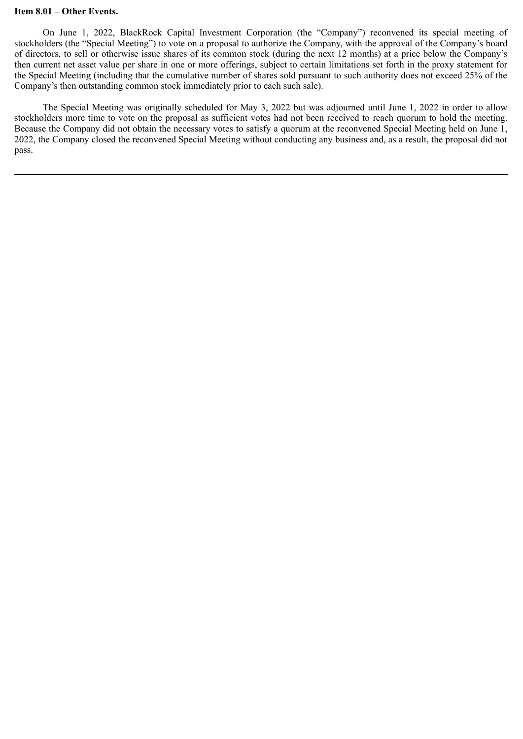**Item 8.01 – Other Events.**

On June 1, 2022, BlackRock Capital Investment Corporation (the "Company") reconvened its special meeting of stockholders (the "Special Meeting") to vote on a proposal to authorize the Company, with the approval of the Company's board of directors, to sell or otherwise issue shares of its common stock (during the next 12 months) at a price below the Company's then current net asset value per share in one or more offerings, subject to certain limitations set forth in the proxy statement for the Special Meeting (including that the cumulative number of shares sold pursuant to such authority does not exceed 25% of the Company's then outstanding common stock immediately prior to each such sale).

The Special Meeting was originally scheduled for May 3, 2022 but was adjourned until June 1, 2022 in order to allow stockholders more time to vote on the proposal as sufficient votes had not been received to reach quorum to hold the meeting. Because the Company did not obtain the necessary votes to satisfy a quorum at the reconvened Special Meeting held on June 1, 2022, the Company closed the reconvened Special Meeting without conducting any business and, as a result, the proposal did not pass.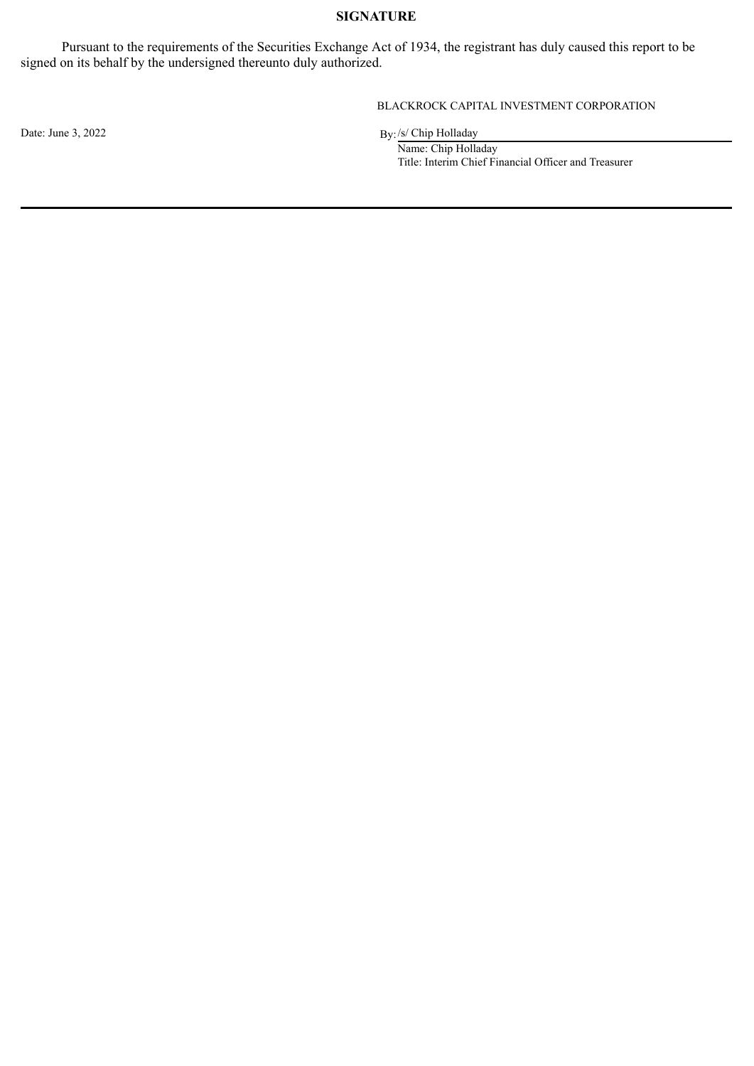**SIGNATURE**

Pursuant to the requirements of the Securities Exchange Act of 1934, the registrant has duly caused this report to be signed on its behalf by the undersigned thereunto duly authorized.

BLACKROCK CAPITAL INVESTMENT CORPORATION

Date: June 3, 2022

By: /s/ Chip Holladay

Name: Chip Holladay

Title: Interim Chief Financial Officer and Treasurer